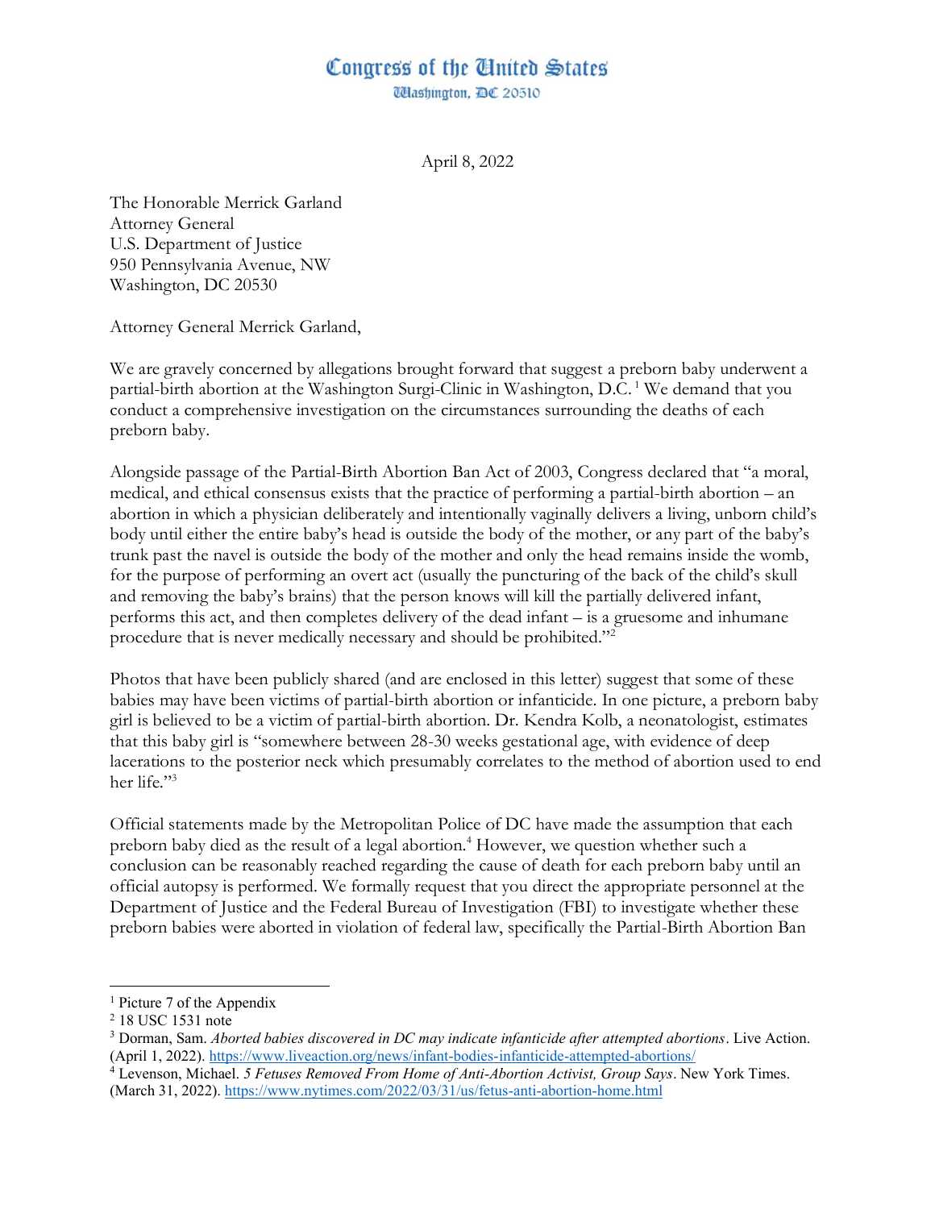# Congress of the United States

Washington, DC 20510

April 8, 2022

The Honorable Merrick Garland
Attorney General
U.S. Department of Justice
950 Pennsylvania Avenue, NW
Washington, DC 20530

Attorney General Merrick Garland,

We are gravely concerned by allegations brought forward that suggest a preborn baby underwent a partial-birth abortion at the Washington Surgi-Clinic in Washington, D.C.[1] We demand that you conduct a comprehensive investigation on the circumstances surrounding the deaths of each preborn baby.

Alongside passage of the Partial-Birth Abortion Ban Act of 2003, Congress declared that "a moral, medical, and ethical consensus exists that the practice of performing a partial-birth abortion – an abortion in which a physician deliberately and intentionally vaginally delivers a living, unborn child's body until either the entire baby's head is outside the body of the mother, or any part of the baby's trunk past the navel is outside the body of the mother and only the head remains inside the womb, for the purpose of performing an overt act (usually the puncturing of the back of the child's skull and removing the baby's brains) that the person knows will kill the partially delivered infant, performs this act, and then completes delivery of the dead infant – is a gruesome and inhumane procedure that is never medically necessary and should be prohibited."[2]

Photos that have been publicly shared (and are enclosed in this letter) suggest that some of these babies may have been victims of partial-birth abortion or infanticide. In one picture, a preborn baby girl is believed to be a victim of partial-birth abortion. Dr. Kendra Kolb, a neonatologist, estimates that this baby girl is "somewhere between 28-30 weeks gestational age, with evidence of deep lacerations to the posterior neck which presumably correlates to the method of abortion used to end her life."[3]

Official statements made by the Metropolitan Police of DC have made the assumption that each preborn baby died as the result of a legal abortion.[4] However, we question whether such a conclusion can be reasonably reached regarding the cause of death for each preborn baby until an official autopsy is performed. We formally request that you direct the appropriate personnel at the Department of Justice and the Federal Bureau of Investigation (FBI) to investigate whether these preborn babies were aborted in violation of federal law, specifically the Partial-Birth Abortion Ban

---

[1] Picture 7 of the Appendix

[2] 18 USC 1531 note

[3] Dorman, Sam. *Aborted babies discovered in DC may indicate infanticide after attempted abortions*. Live Action. (April 1, 2022). https://www.liveaction.org/news/infant-bodies-infanticide-attempted-abortions/

[4] Levenson, Michael. *5 Fetuses Removed From Home of Anti-Abortion Activist, Group Says*. New York Times. (March 31, 2022). https://www.nytimes.com/2022/03/31/us/fetus-anti-abortion-home.html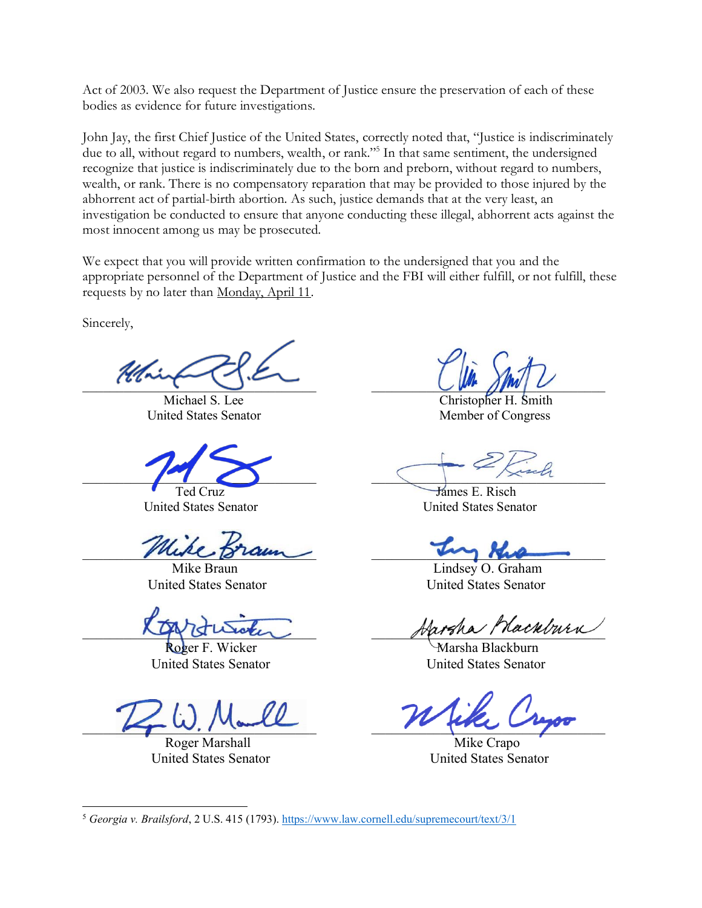Act of 2003. We also request the Department of Justice ensure the preservation of each of these bodies as evidence for future investigations.

John Jay, the first Chief Justice of the United States, correctly noted that, "Justice is indiscriminately due to all, without regard to numbers, wealth, or rank."[5] In that same sentiment, the undersigned recognize that justice is indiscriminately due to the born and preborn, without regard to numbers, wealth, or rank. There is no compensatory reparation that may be provided to those injured by the abhorrent act of partial-birth abortion. As such, justice demands that at the very least, an investigation be conducted to ensure that anyone conducting these illegal, abhorrent acts against the most innocent among us may be prosecuted.

We expect that you will provide written confirmation to the undersigned that you and the appropriate personnel of the Department of Justice and the FBI will either fulfill, or not fulfill, these requests by no later than Monday, April 11.

Sincerely,

Michael S. Lee
United States Senator

Christopher H. Smith
Member of Congress

Ted Cruz
United States Senator

James E. Risch
United States Senator

Mike Braun
United States Senator

Lindsey O. Graham
United States Senator

Roger F. Wicker
United States Senator

Marsha Blackburn
United States Senator

Roger Marshall
United States Senator

Mike Crapo
United States Senator

---

[5] *Georgia v. Brailsford*, 2 U.S. 415 (1793). https://www.law.cornell.edu/supremecourt/text/3/1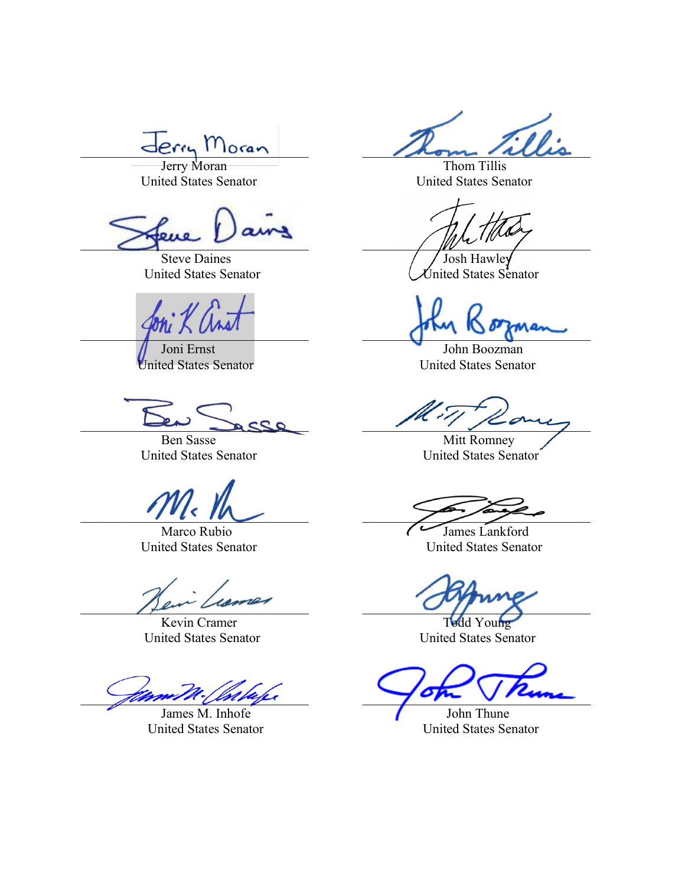Jerry Moran
United States Senator

Thom Tillis
United States Senator

Steve Daines
United States Senator

Josh Hawley
United States Senator

Joni Ernst
United States Senator

John Boozman
United States Senator

Ben Sasse
United States Senator

Mitt Romney
United States Senator

Marco Rubio
United States Senator

James Lankford
United States Senator

Kevin Cramer
United States Senator

Todd Young
United States Senator

James M. Inhofe
United States Senator

John Thune
United States Senator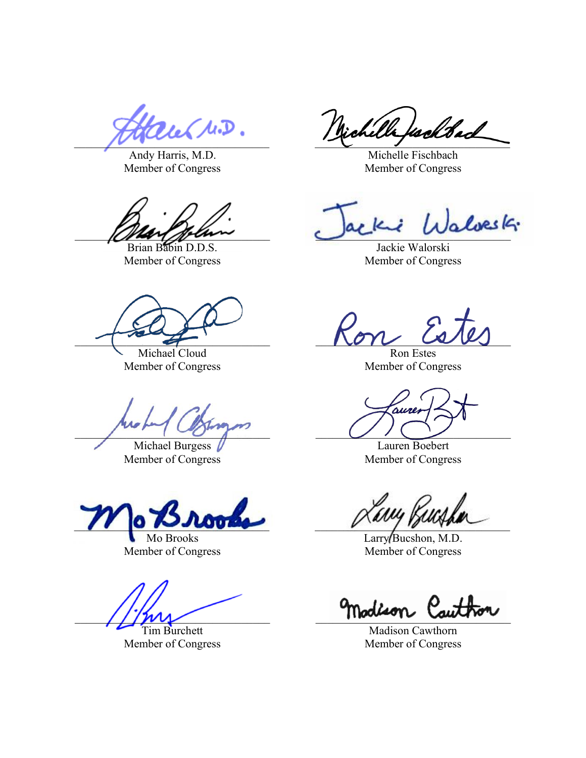Andy Harris, M.D.
Member of Congress

Michelle Fischbach
Member of Congress

Brian Babin D.D.S.
Member of Congress

Jackie Walorski
Member of Congress

Michael Cloud
Member of Congress

Ron Estes
Member of Congress

Michael Burgess
Member of Congress

Lauren Boebert
Member of Congress

Mo Brooks
Member of Congress

Larry Bucshon, M.D.
Member of Congress

Tim Burchett
Member of Congress

Madison Cawthorn
Member of Congress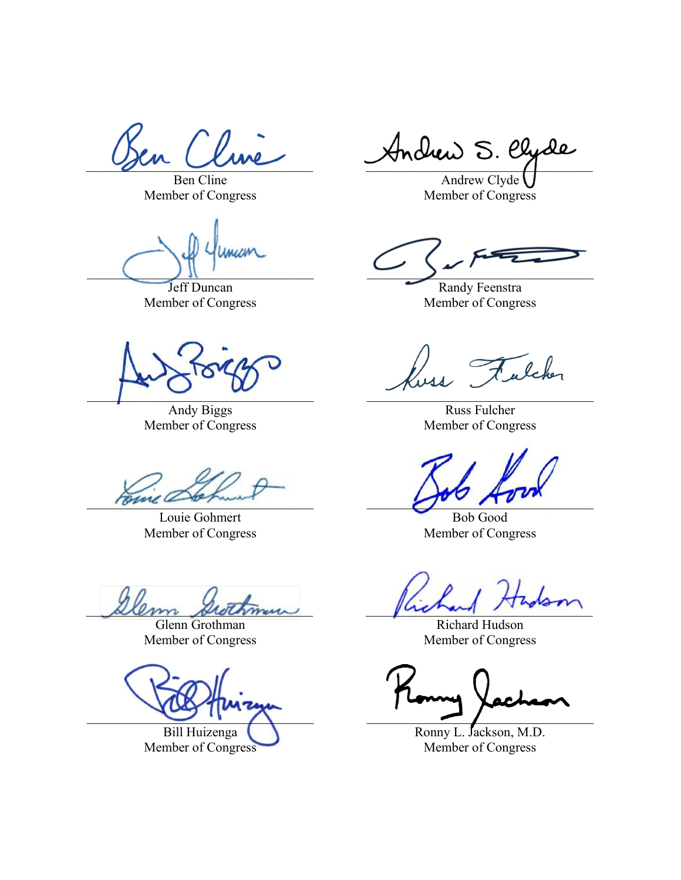Ben Cline
Member of Congress

Andrew Clyde
Member of Congress

Jeff Duncan
Member of Congress

Randy Feenstra
Member of Congress

Andy Biggs
Member of Congress

Russ Fulcher
Member of Congress

Louie Gohmert
Member of Congress

Bob Good
Member of Congress

Glenn Grothman
Member of Congress

Richard Hudson
Member of Congress

Bill Huizenga
Member of Congress

Ronny L. Jackson, M.D.
Member of Congress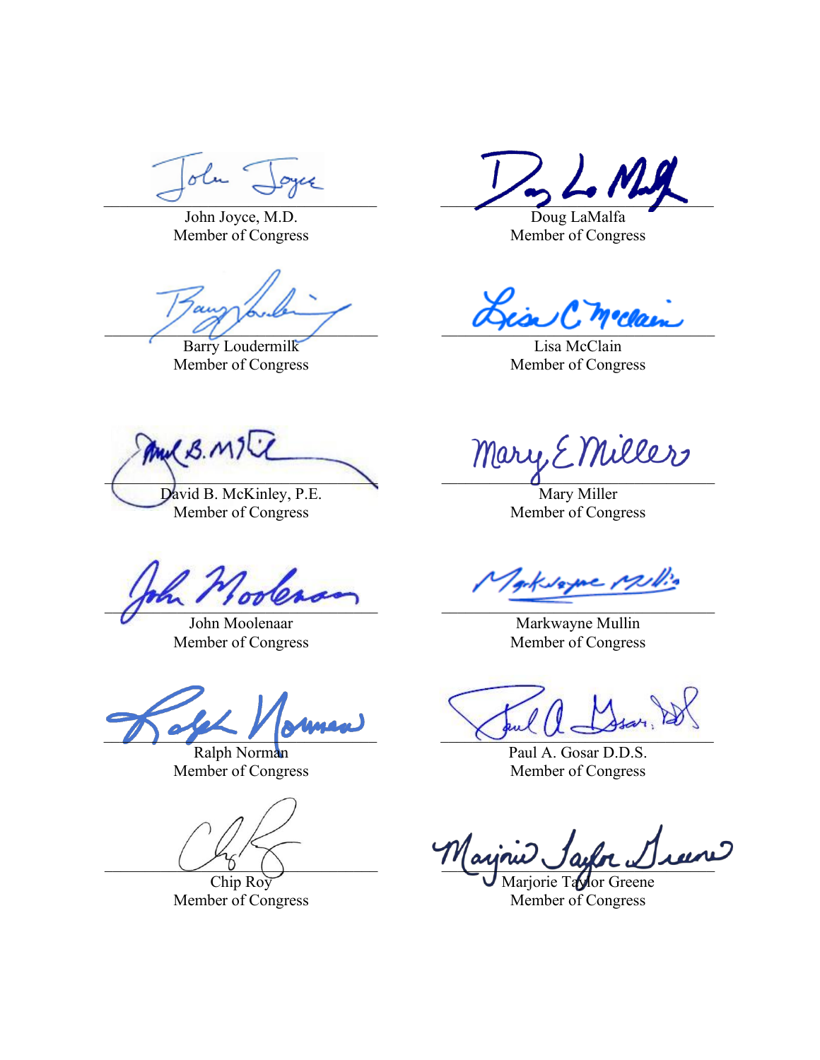John Joyce, M.D.
Member of Congress

Doug LaMalfa
Member of Congress

Barry Loudermilk
Member of Congress

Lisa McClain
Member of Congress

David B. McKinley, P.E.
Member of Congress

Mary Miller
Member of Congress

John Moolenaar
Member of Congress

Markwayne Mullin
Member of Congress

Ralph Norman
Member of Congress

Paul A. Gosar D.D.S.
Member of Congress

Chip Roy
Member of Congress

Marjorie Taylor Greene
Member of Congress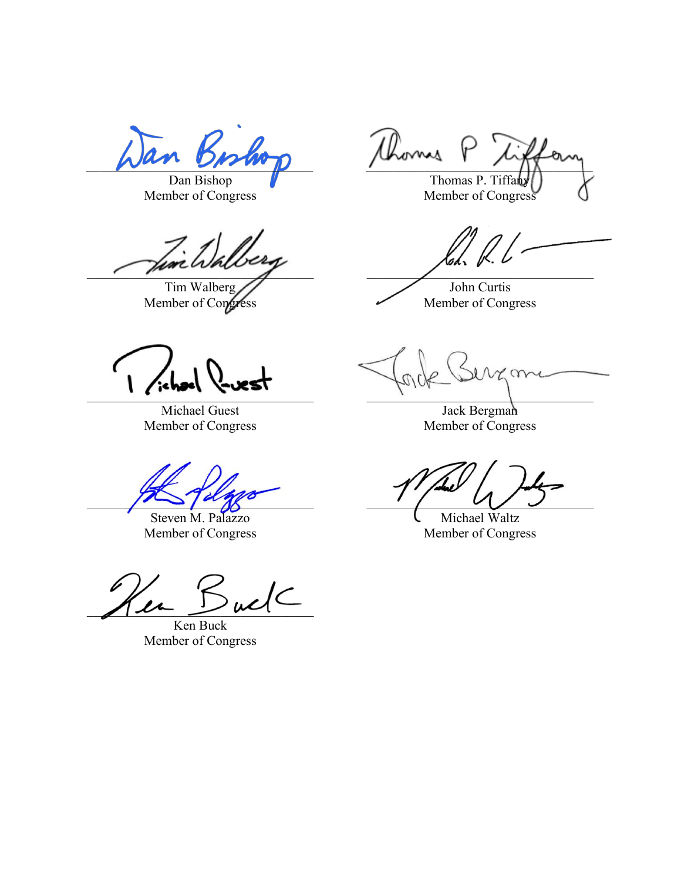Dan Bishop
Member of Congress

Thomas P. Tiffany
Member of Congress

Tim Walberg
Member of Congress

John Curtis
Member of Congress

Michael Guest
Member of Congress

Jack Bergman
Member of Congress

Steven M. Palazzo
Member of Congress

Michael Waltz
Member of Congress

Ken Buck
Member of Congress